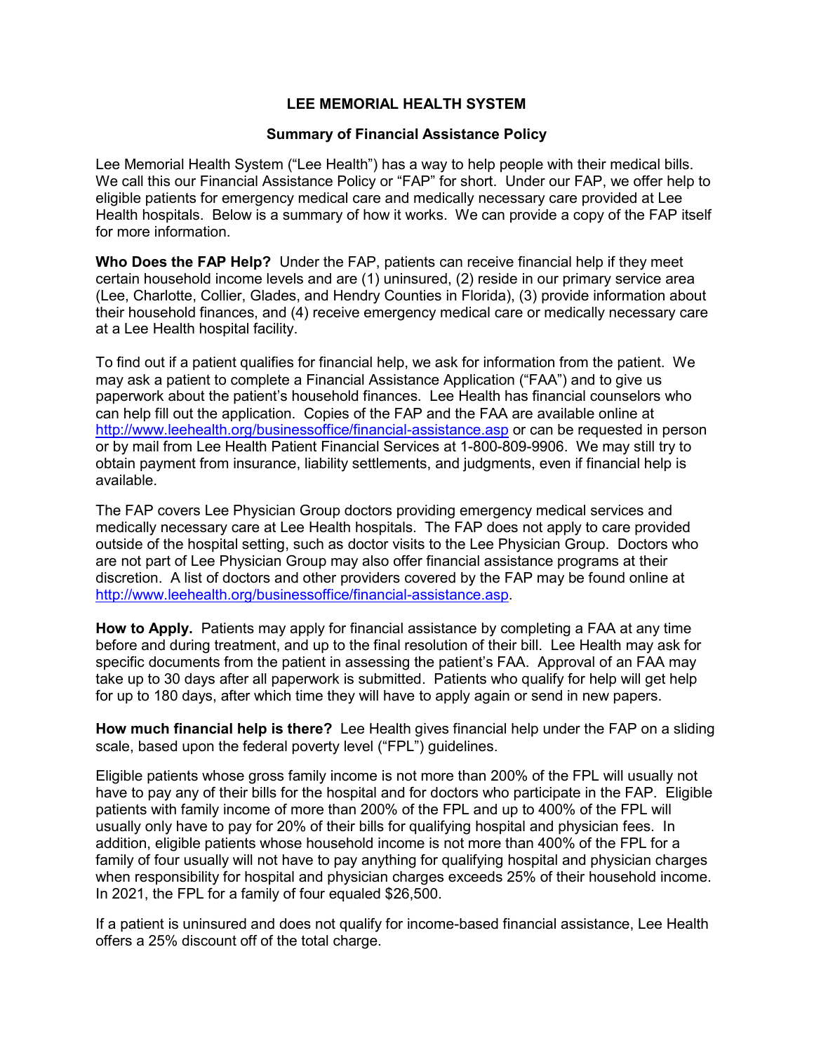# LEE MEMORIAL HEALTH SYSTEM

## Summary of Financial Assistance Policy

Lee Memorial Health System ("Lee Health") has a way to help people with their medical bills. We call this our Financial Assistance Policy or "FAP" for short. Under our FAP, we offer help to eligible patients for emergency medical care and medically necessary care provided at Lee Health hospitals. Below is a summary of how it works. We can provide a copy of the FAP itself for more information.

**Who Does the FAP Help?** Under the FAP, patients can receive financial help if they meet certain household income levels and are (1) uninsured, (2) reside in our primary service area (Lee, Charlotte, Collier, Glades, and Hendry Counties in Florida), (3) provide information about their household finances, and (4) receive emergency medical care or medically necessary care at a Lee Health hospital facility.

To find out if a patient qualifies for financial help, we ask for information from the patient. We may ask a patient to complete a Financial Assistance Application ("FAA") and to give us paperwork about the patient's household finances. Lee Health has financial counselors who can help fill out the application. Copies of the FAP and the FAA are available online at [http://www.leehealth.org/businessoffice/financial-assistance.asp](http://www.leehealth.org/businessoffice/financial-assistance.asp) or can be requested in person or by mail from Lee Health Patient Financial Services at 1-800-809-9906. We may still try to obtain payment from insurance, liability settlements, and judgments, even if financial help is available.

The FAP covers Lee Physician Group doctors providing emergency medical services and medically necessary care at Lee Health hospitals. The FAP does not apply to care provided outside of the hospital setting, such as doctor visits to the Lee Physician Group. Doctors who are not part of Lee Physician Group may also offer financial assistance programs at their discretion. A list of doctors and other providers covered by the FAP may be found online at [http://www.leehealth.org/businessoffice/financial-assistance.asp](http://www.leehealth.org/businessoffice/financial-assistance.asp).

**How to Apply.** Patients may apply for financial assistance by completing a FAA at any time before and during treatment, and up to the final resolution of their bill. Lee Health may ask for specific documents from the patient in assessing the patient's FAA. Approval of an FAA may take up to 30 days after all paperwork is submitted. Patients who qualify for help will get help for up to 180 days, after which time they will have to apply again or send in new papers.

**How much financial help is there?** Lee Health gives financial help under the FAP on a sliding scale, based upon the federal poverty level ("FPL") guidelines.

Eligible patients whose gross family income is not more than 200% of the FPL will usually not have to pay any of their bills for the hospital and for doctors who participate in the FAP. Eligible patients with family income of more than 200% of the FPL and up to 400% of the FPL will usually only have to pay for 20% of their bills for qualifying hospital and physician fees. In addition, eligible patients whose household income is not more than 400% of the FPL for a family of four usually will not have to pay anything for qualifying hospital and physician charges when responsibility for hospital and physician charges exceeds 25% of their household income. In 2021, the FPL for a family of four equaled $26,500.

If a patient is uninsured and does not qualify for income-based financial assistance, Lee Health offers a 25% discount off of the total charge.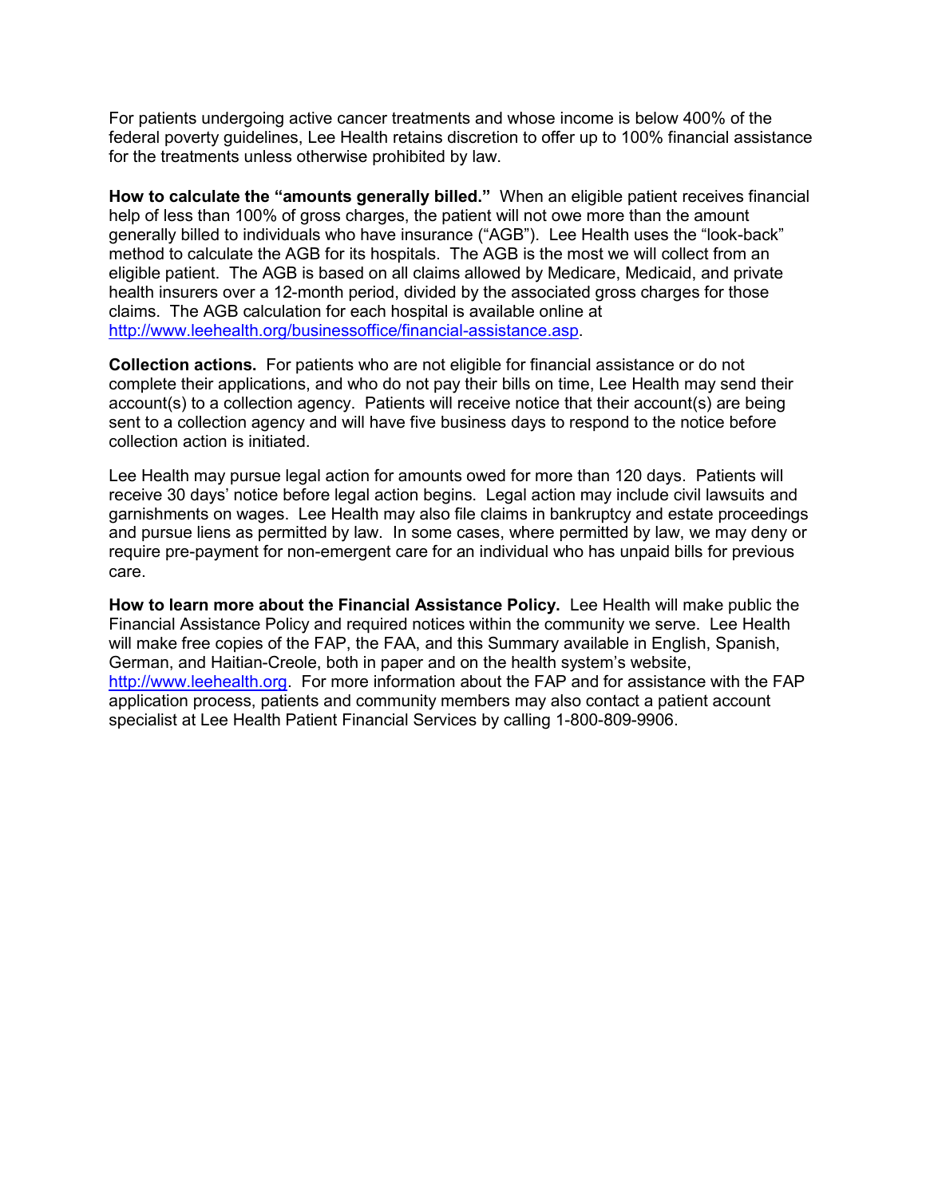For patients undergoing active cancer treatments and whose income is below 400% of the federal poverty guidelines, Lee Health retains discretion to offer up to 100% financial assistance for the treatments unless otherwise prohibited by law.

**How to calculate the "amounts generally billed."** When an eligible patient receives financial help of less than 100% of gross charges, the patient will not owe more than the amount generally billed to individuals who have insurance ("AGB"). Lee Health uses the "look-back" method to calculate the AGB for its hospitals. The AGB is the most we will collect from an eligible patient. The AGB is based on all claims allowed by Medicare, Medicaid, and private health insurers over a 12-month period, divided by the associated gross charges for those claims. The AGB calculation for each hospital is available online at http://www.leehealth.org/businessoffice/financial-assistance.asp.

**Collection actions.** For patients who are not eligible for financial assistance or do not complete their applications, and who do not pay their bills on time, Lee Health may send their account(s) to a collection agency. Patients will receive notice that their account(s) are being sent to a collection agency and will have five business days to respond to the notice before collection action is initiated.

Lee Health may pursue legal action for amounts owed for more than 120 days. Patients will receive 30 days' notice before legal action begins. Legal action may include civil lawsuits and garnishments on wages. Lee Health may also file claims in bankruptcy and estate proceedings and pursue liens as permitted by law. In some cases, where permitted by law, we may deny or require pre-payment for non-emergent care for an individual who has unpaid bills for previous care.

**How to learn more about the Financial Assistance Policy.** Lee Health will make public the Financial Assistance Policy and required notices within the community we serve. Lee Health will make free copies of the FAP, the FAA, and this Summary available in English, Spanish, German, and Haitian-Creole, both in paper and on the health system's website, http://www.leehealth.org. For more information about the FAP and for assistance with the FAP application process, patients and community members may also contact a patient account specialist at Lee Health Patient Financial Services by calling 1-800-809-9906.